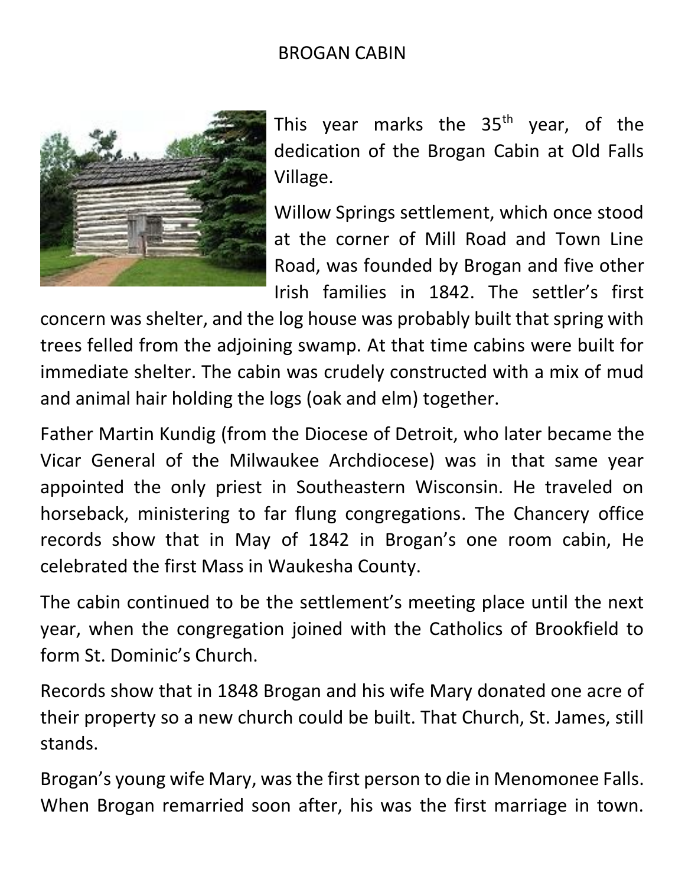# BROGAN CABIN

This year marks the 35th year, of the dedication of the Brogan Cabin at Old Falls Village.

Willow Springs settlement, which once stood at the corner of Mill Road and Town Line Road, was founded by Brogan and five other Irish families in 1842. The settler's first concern was shelter, and the log house was probably built that spring with trees felled from the adjoining swamp. At that time cabins were built for immediate shelter. The cabin was crudely constructed with a mix of mud and animal hair holding the logs (oak and elm) together.

Father Martin Kundig (from the Diocese of Detroit, who later became the Vicar General of the Milwaukee Archdiocese) was in that same year appointed the only priest in Southeastern Wisconsin. He traveled on horseback, ministering to far flung congregations. The Chancery office records show that in May of 1842 in Brogan's one room cabin, He celebrated the first Mass in Waukesha County.

The cabin continued to be the settlement's meeting place until the next year, when the congregation joined with the Catholics of Brookfield to form St. Dominic's Church.

Records show that in 1848 Brogan and his wife Mary donated one acre of their property so a new church could be built. That Church, St. James, still stands.

Brogan's young wife Mary, was the first person to die in Menomonee Falls. When Brogan remarried soon after, his was the first marriage in town.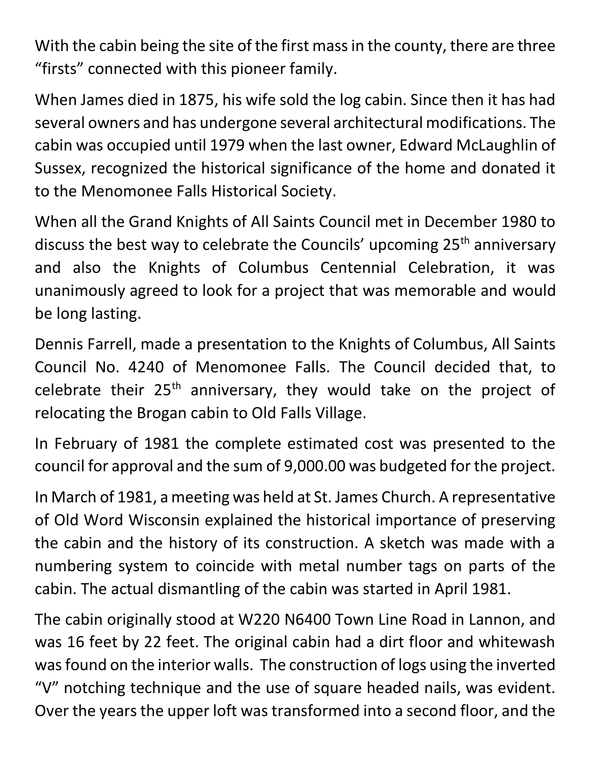With the cabin being the site of the first mass in the county, there are three "firsts" connected with this pioneer family.

When James died in 1875, his wife sold the log cabin. Since then it has had several owners and has undergone several architectural modifications. The cabin was occupied until 1979 when the last owner, Edward McLaughlin of Sussex, recognized the historical significance of the home and donated it to the Menomonee Falls Historical Society.

When all the Grand Knights of All Saints Council met in December 1980 to discuss the best way to celebrate the Councils' upcoming 25th anniversary and also the Knights of Columbus Centennial Celebration, it was unanimously agreed to look for a project that was memorable and would be long lasting.

Dennis Farrell, made a presentation to the Knights of Columbus, All Saints Council No. 4240 of Menomonee Falls. The Council decided that, to celebrate their 25th anniversary, they would take on the project of relocating the Brogan cabin to Old Falls Village.

In February of 1981 the complete estimated cost was presented to the council for approval and the sum of 9,000.00 was budgeted for the project.

In March of 1981, a meeting was held at St. James Church. A representative of Old Word Wisconsin explained the historical importance of preserving the cabin and the history of its construction. A sketch was made with a numbering system to coincide with metal number tags on parts of the cabin. The actual dismantling of the cabin was started in April 1981.

The cabin originally stood at W220 N6400 Town Line Road in Lannon, and was 16 feet by 22 feet. The original cabin had a dirt floor and whitewash was found on the interior walls. The construction of logs using the inverted "V" notching technique and the use of square headed nails, was evident. Over the years the upper loft was transformed into a second floor, and the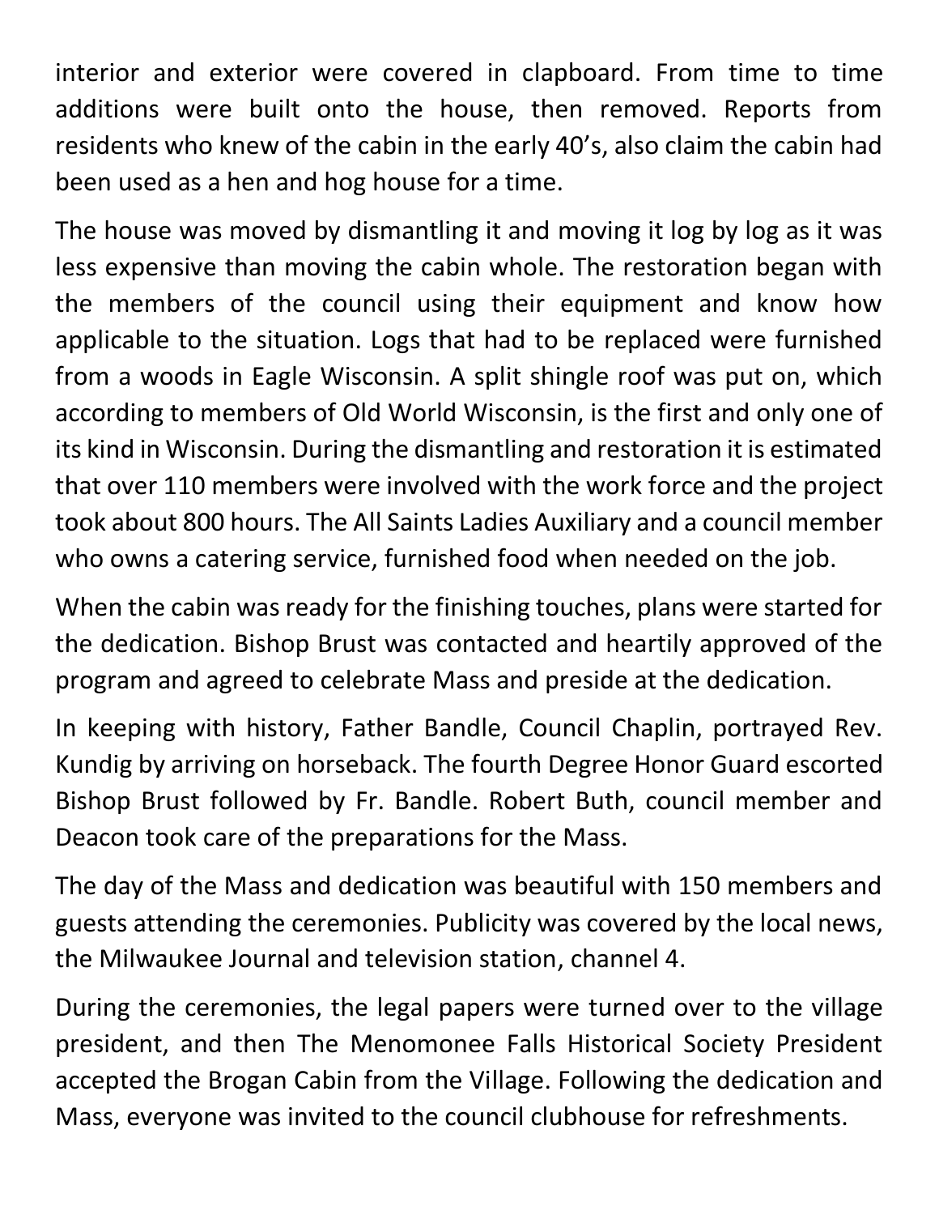interior and exterior were covered in clapboard. From time to time additions were built onto the house, then removed. Reports from residents who knew of the cabin in the early 40's, also claim the cabin had been used as a hen and hog house for a time.

The house was moved by dismantling it and moving it log by log as it was less expensive than moving the cabin whole. The restoration began with the members of the council using their equipment and know how applicable to the situation. Logs that had to be replaced were furnished from a woods in Eagle Wisconsin. A split shingle roof was put on, which according to members of Old World Wisconsin, is the first and only one of its kind in Wisconsin. During the dismantling and restoration it is estimated that over 110 members were involved with the work force and the project took about 800 hours. The All Saints Ladies Auxiliary and a council member who owns a catering service, furnished food when needed on the job.

When the cabin was ready for the finishing touches, plans were started for the dedication. Bishop Brust was contacted and heartily approved of the program and agreed to celebrate Mass and preside at the dedication.

In keeping with history, Father Bandle, Council Chaplin, portrayed Rev. Kundig by arriving on horseback. The fourth Degree Honor Guard escorted Bishop Brust followed by Fr. Bandle. Robert Buth, council member and Deacon took care of the preparations for the Mass.

The day of the Mass and dedication was beautiful with 150 members and guests attending the ceremonies. Publicity was covered by the local news, the Milwaukee Journal and television station, channel 4.

During the ceremonies, the legal papers were turned over to the village president, and then The Menomonee Falls Historical Society President accepted the Brogan Cabin from the Village. Following the dedication and Mass, everyone was invited to the council clubhouse for refreshments.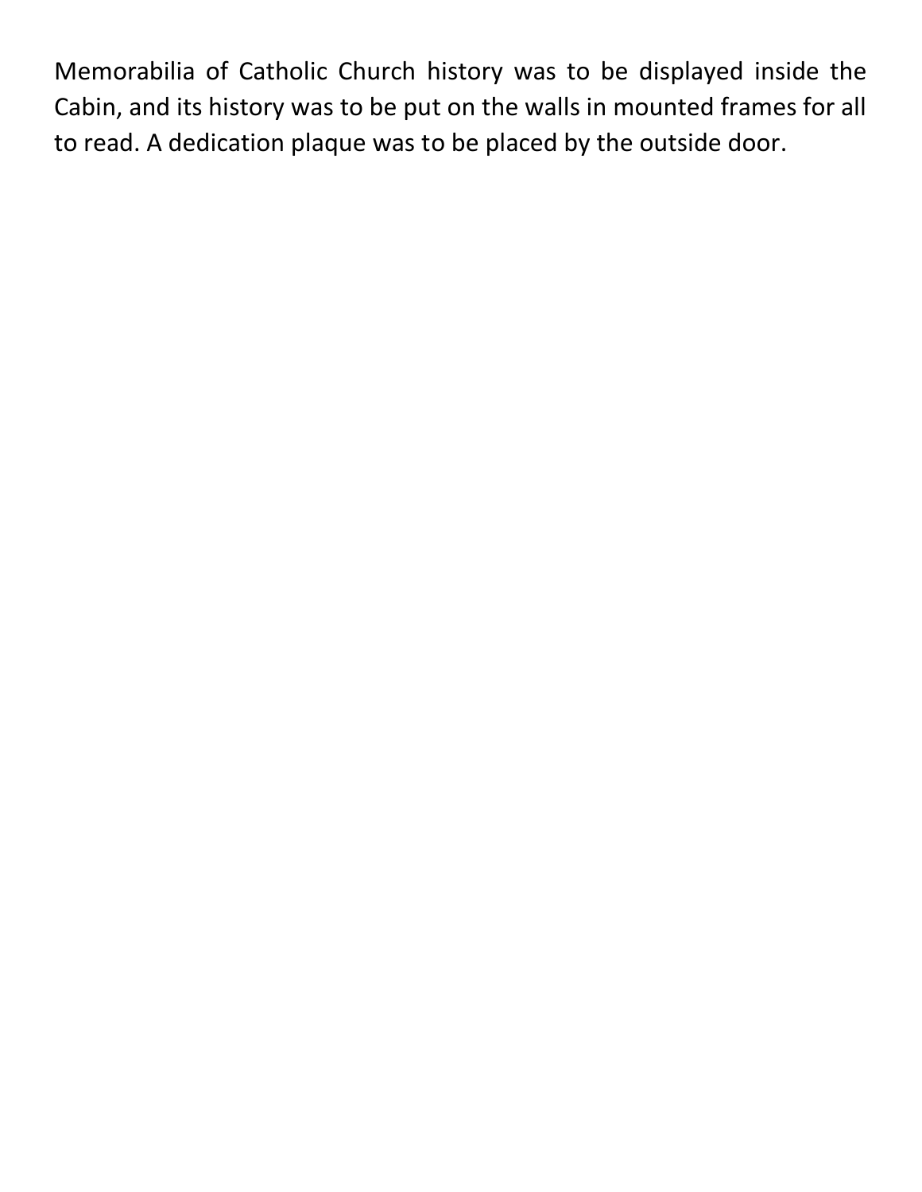Memorabilia of Catholic Church history was to be displayed inside the Cabin, and its history was to be put on the walls in mounted frames for all to read. A dedication plaque was to be placed by the outside door.